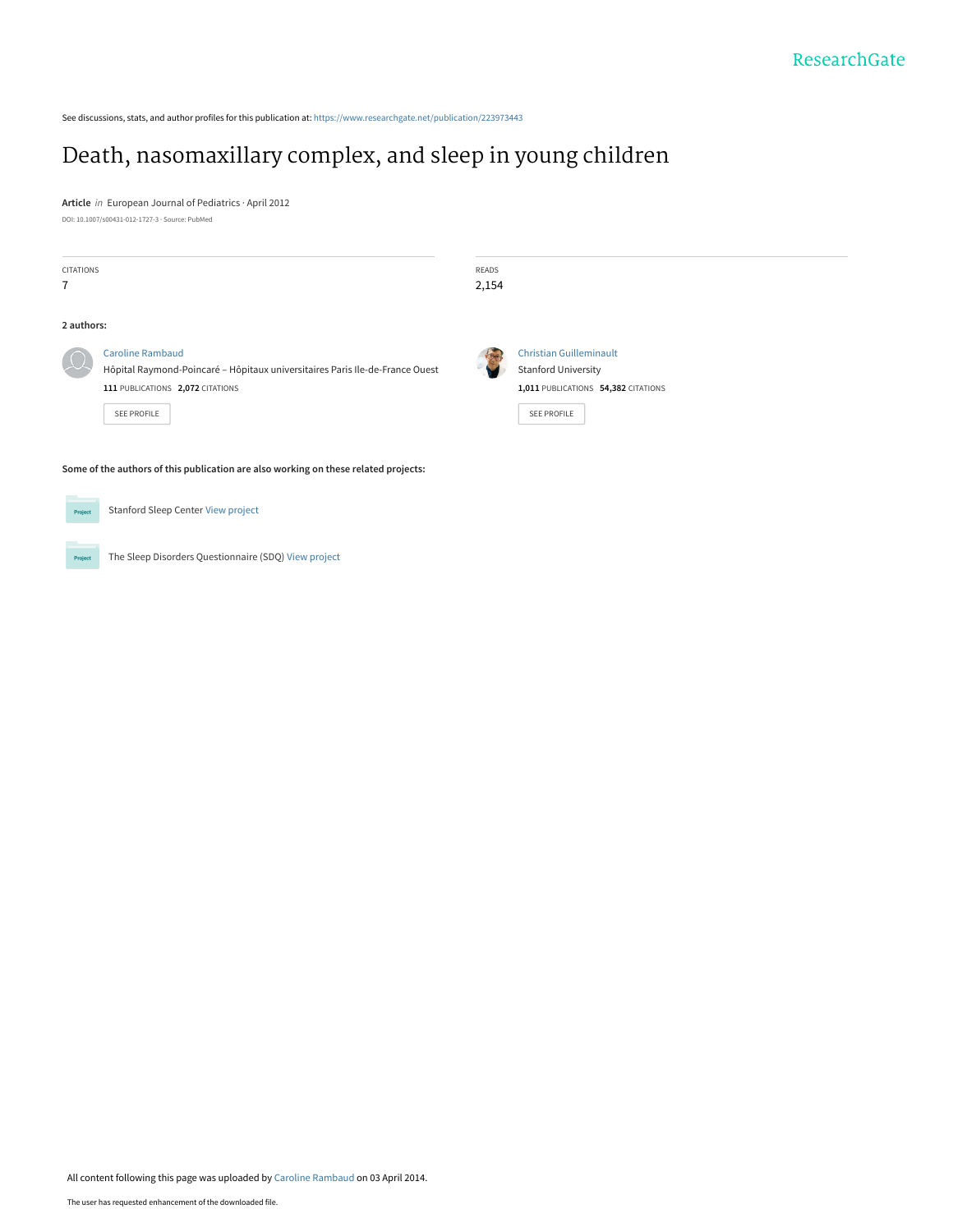ResearchGate

See discussions, stats, and author profiles for this publication at: https://www.researchgate.net/publication/223973443

# Death, nasomaxillary complex, and sleep in young children

**Article** *in* European Journal of Pediatrics · April 2012

DOI: 10.1007/s00431-012-1727-3 · Source: PubMed

| CITATIONS | READS |
|---|---|
| 7 | 2,154 |

**2 authors:**

Caroline Rambaud
Hôpital Raymond-Poincaré – Hôpitaux universitaires Paris Ile-de-France Ouest
**111** PUBLICATIONS **2,072** CITATIONS
SEE PROFILE

Christian Guilleminault
Stanford University
**1,011** PUBLICATIONS **54,382** CITATIONS
SEE PROFILE

**Some of the authors of this publication are also working on these related projects:**

Project: Stanford Sleep Center View project

Project: The Sleep Disorders Questionnaire (SDQ) View project

All content following this page was uploaded by Caroline Rambaud on 03 April 2014.

The user has requested enhancement of the downloaded file.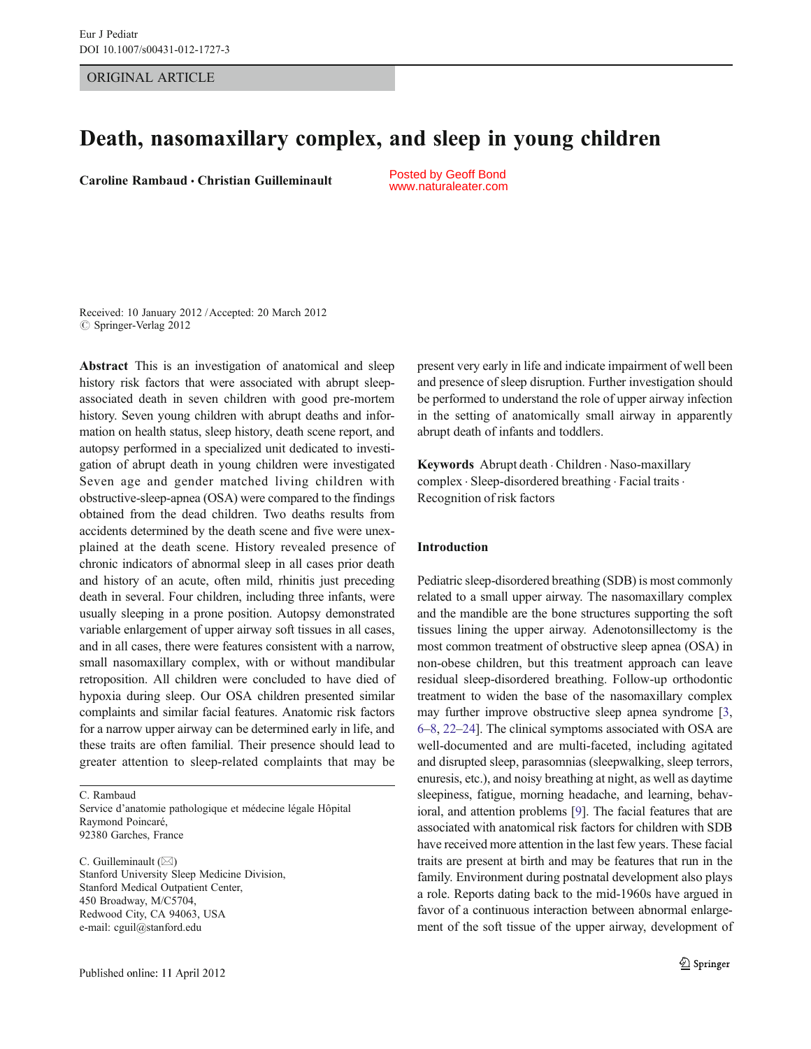Eur J Pediatr
DOI 10.1007/s00431-012-1727-3

ORIGINAL ARTICLE

# Death, nasomaxillary complex, and sleep in young children

**Caroline Rambaud · Christian Guilleminault**

Posted by Geoff Bond
www.naturaleater.com

Received: 10 January 2012 / Accepted: 20 March 2012
© Springer-Verlag 2012

**Abstract** This is an investigation of anatomical and sleep history risk factors that were associated with abrupt sleep-associated death in seven children with good pre-mortem history. Seven young children with abrupt deaths and information on health status, sleep history, death scene report, and autopsy performed in a specialized unit dedicated to investigation of abrupt death in young children were investigated Seven age and gender matched living children with obstructive-sleep-apnea (OSA) were compared to the findings obtained from the dead children. Two deaths results from accidents determined by the death scene and five were unexplained at the death scene. History revealed presence of chronic indicators of abnormal sleep in all cases prior death and history of an acute, often mild, rhinitis just preceding death in several. Four children, including three infants, were usually sleeping in a prone position. Autopsy demonstrated variable enlargement of upper airway soft tissues in all cases, and in all cases, there were features consistent with a narrow, small nasomaxillary complex, with or without mandibular retroposition. All children were concluded to have died of hypoxia during sleep. Our OSA children presented similar complaints and similar facial features. Anatomic risk factors for a narrow upper airway can be determined early in life, and these traits are often familial. Their presence should lead to greater attention to sleep-related complaints that may be present very early in life and indicate impairment of well been and presence of sleep disruption. Further investigation should be performed to understand the role of upper airway infection in the setting of anatomically small airway in apparently abrupt death of infants and toddlers.

**Keywords** Abrupt death · Children · Naso-maxillary complex · Sleep-disordered breathing · Facial traits · Recognition of risk factors

C. Rambaud
Service d'anatomie pathologique et médecine légale Hôpital Raymond Poincaré,
92380 Garches, France

C. Guilleminault (✉)
Stanford University Sleep Medicine Division,
Stanford Medical Outpatient Center,
450 Broadway, M/C5704,
Redwood City, CA 94063, USA
e-mail: cguil@stanford.edu

## Introduction

Pediatric sleep-disordered breathing (SDB) is most commonly related to a small upper airway. The nasomaxillary complex and the mandible are the bone structures supporting the soft tissues lining the upper airway. Adenotonsillectomy is the most common treatment of obstructive sleep apnea (OSA) in non-obese children, but this treatment approach can leave residual sleep-disordered breathing. Follow-up orthodontic treatment to widen the base of the nasomaxillary complex may further improve obstructive sleep apnea syndrome [3, 6–8, 22–24]. The clinical symptoms associated with OSA are well-documented and are multi-faceted, including agitated and disrupted sleep, parasomnias (sleepwalking, sleep terrors, enuresis, etc.), and noisy breathing at night, as well as daytime sleepiness, fatigue, morning headache, and learning, behavioral, and attention problems [9]. The facial features that are associated with anatomical risk factors for children with SDB have received more attention in the last few years. These facial traits are present at birth and may be features that run in the family. Environment during postnatal development also plays a role. Reports dating back to the mid-1960s have argued in favor of a continuous interaction between abnormal enlargement of the soft tissue of the upper airway, development of

Published online: 11 April 2012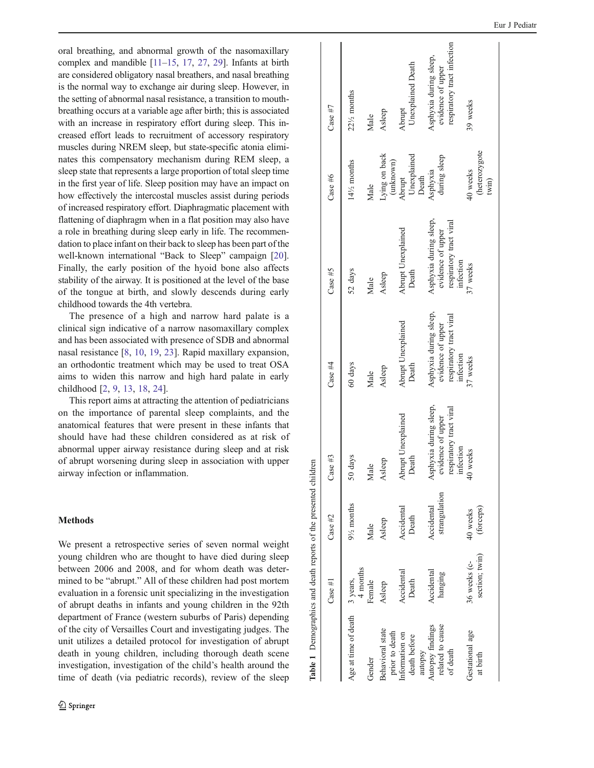oral breathing, and abnormal growth of the nasomaxillary complex and mandible [11–15, 17, 27, 29]. Infants at birth are considered obligatory nasal breathers, and nasal breathing is the normal way to exchange air during sleep. However, in the setting of abnormal nasal resistance, a transition to mouth-breathing occurs at a variable age after birth; this is associated with an increase in respiratory effort during sleep. This increased effort leads to recruitment of accessory respiratory muscles during NREM sleep, but state-specific atonia eliminates this compensatory mechanism during REM sleep, a sleep state that represents a large proportion of total sleep time in the first year of life. Sleep position may have an impact on how effectively the intercostal muscles assist during periods of increased respiratory effort. Diaphragmatic placement with flattening of diaphragm when in a flat position may also have a role in breathing during sleep early in life. The recommendation to place infant on their back to sleep has been part of the well-known international "Back to Sleep" campaign [20]. Finally, the early position of the hyoid bone also affects stability of the airway. It is positioned at the level of the base of the tongue at birth, and slowly descends during early childhood towards the 4th vertebra.

The presence of a high and narrow hard palate is a clinical sign indicative of a narrow nasomaxillary complex and has been associated with presence of SDB and abnormal nasal resistance [8, 10, 19, 23]. Rapid maxillary expansion, an orthodontic treatment which may be used to treat OSA aims to widen this narrow and high hard palate in early childhood [2, 9, 13, 18, 24].

This report aims at attracting the attention of pediatricians on the importance of parental sleep complaints, and the anatomical features that were present in these infants that should have had these children considered as at risk of abnormal upper airway resistance during sleep and at risk of abrupt worsening during sleep in association with upper airway infection or inflammation.

## Methods

We present a retrospective series of seven normal weight young children who are thought to have died during sleep between 2006 and 2008, and for whom death was determined to be "abrupt." All of these children had post mortem evaluation in a forensic unit specializing in the investigation of abrupt deaths in infants and young children in the 92th department of France (western suburbs of Paris) depending of the city of Versailles Court and investigating judges. The unit utilizes a detailed protocol for investigation of abrupt death in young children, including thorough death scene investigation, investigation of the child's health around the time of death (via pediatric records), review of the sleep

**Table 1** Demographics and death reports of the presented children

| | Case #1 | Case #2 | Case #3 | Case #4 | Case #5 | Case #6 | Case #7 |
|---|---|---|---|---|---|---|---|
| Age at time of death | 3 years, 4 months | 9½ months | 50 days | 60 days | 52 days | 14½ months | 22½ months |
| Gender | Female | Male | Male | Male | Male | Male | Male |
| Behavioral state prior to death | Asleep | Asleep | Asleep | Asleep | Asleep | Lying on back (unknown) | Asleep |
| Information on death before autopsy | Accidental Death | Accidental Death | Abrupt Unexplained Death | Abrupt Unexplained Death | Abrupt Unexplained Death | Abrupt Unexplained Death | Abrupt Unexplained Death |
| Autopsy findings related to cause of death | Accidental hanging | Accidental strangulation | Asphyxia during sleep, evidence of upper respiratory tract viral infection | Asphyxia during sleep, evidence of upper respiratory tract viral infection | Asphyxia during sleep, evidence of upper respiratory tract viral infection | Asphyxia during sleep | Asphyxia during sleep, evidence of upper respiratory tract infection |
| Gestational age at birth | 36 weeks (c-section; twin) | 40 weeks (forceps) | 40 weeks | 37 weeks | 37 weeks | 40 weeks (heterozygote twin) | 39 weeks |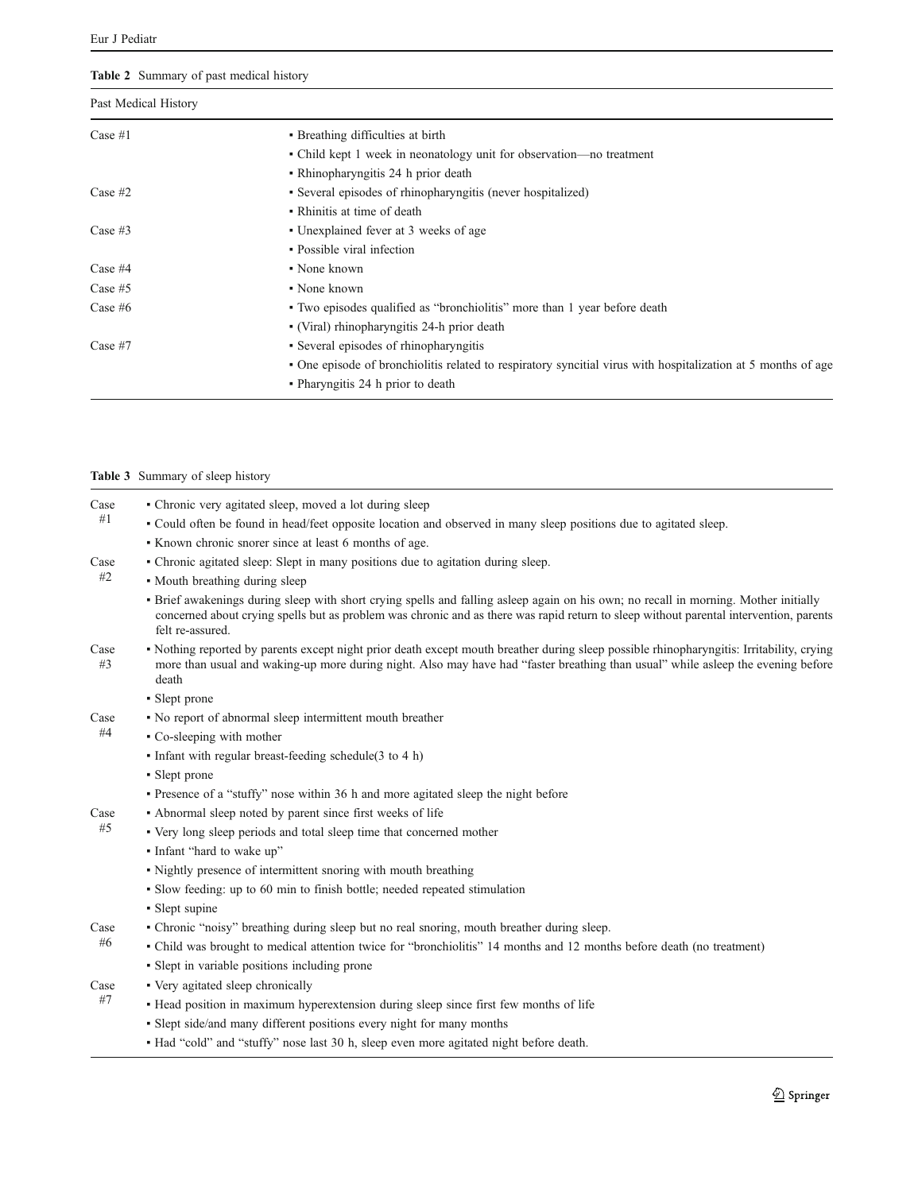**Table 2** Summary of past medical history

| Past Medical History | |
|---|---|
| Case #1 | ▪ Breathing difficulties at birth<br>▪ Child kept 1 week in neonatology unit for observation—no treatment<br>▪ Rhinopharyngitis 24 h prior death |
| Case #2 | ▪ Several episodes of rhinopharyngitis (never hospitalized)<br>▪ Rhinitis at time of death |
| Case #3 | ▪ Unexplained fever at 3 weeks of age<br>▪ Possible viral infection |
| Case #4 | ▪ None known |
| Case #5 | ▪ None known |
| Case #6 | ▪ Two episodes qualified as "bronchiolitis" more than 1 year before death<br>▪ (Viral) rhinopharyngitis 24-h prior death |
| Case #7 | ▪ Several episodes of rhinopharyngitis<br>▪ One episode of bronchiolitis related to respiratory syncitial virus with hospitalization at 5 months of age<br>▪ Pharyngitis 24 h prior to death |

**Table 3** Summary of sleep history

| Case | Sleep history |
|---|---|
| Case #1 | ▪ Chronic very agitated sleep, moved a lot during sleep<br>▪ Could often be found in head/feet opposite location and observed in many sleep positions due to agitated sleep.<br>▪ Known chronic snorer since at least 6 months of age. |
| Case #2 | ▪ Chronic agitated sleep: Slept in many positions due to agitation during sleep.<br>▪ Mouth breathing during sleep<br>▪ Brief awakenings during sleep with short crying spells and falling asleep again on his own; no recall in morning. Mother initially concerned about crying spells but as problem was chronic and as there was rapid return to sleep without parental intervention, parents felt re-assured. |
| Case #3 | ▪ Nothing reported by parents except night prior death except mouth breather during sleep possible rhinopharyngitis: Irritability, crying more than usual and waking-up more during night. Also may have had "faster breathing than usual" while asleep the evening before death<br>▪ Slept prone |
| Case #4 | ▪ No report of abnormal sleep intermittent mouth breather<br>▪ Co-sleeping with mother<br>▪ Infant with regular breast-feeding schedule(3 to 4 h)<br>▪ Slept prone<br>▪ Presence of a "stuffy" nose within 36 h and more agitated sleep the night before |
| Case #5 | ▪ Abnormal sleep noted by parent since first weeks of life<br>▪ Very long sleep periods and total sleep time that concerned mother<br>▪ Infant "hard to wake up"<br>▪ Nightly presence of intermittent snoring with mouth breathing<br>▪ Slow feeding: up to 60 min to finish bottle; needed repeated stimulation<br>▪ Slept supine |
| Case #6 | ▪ Chronic "noisy" breathing during sleep but no real snoring, mouth breather during sleep.<br>▪ Child was brought to medical attention twice for "bronchiolitis" 14 months and 12 months before death (no treatment)<br>▪ Slept in variable positions including prone |
| Case #7 | ▪ Very agitated sleep chronically<br>▪ Head position in maximum hyperextension during sleep since first few months of life<br>▪ Slept side/and many different positions every night for many months<br>▪ Had "cold" and "stuffy" nose last 30 h, sleep even more agitated night before death. |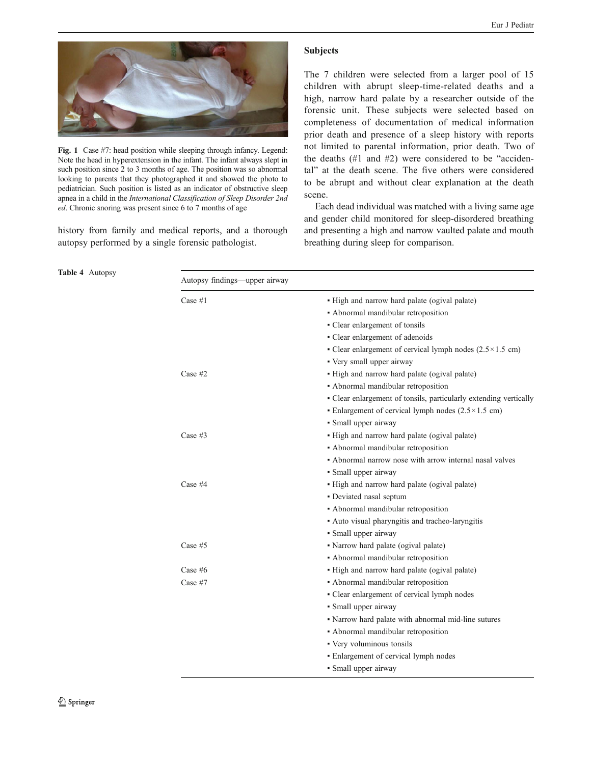Fig. 1 Case #7: head position while sleeping through infancy. Legend: Note the head in hyperextension in the infant. The infant always slept in such position since 2 to 3 months of age. The position was so abnormal looking to parents that they photographed it and showed the photo to pediatrician. Such position is listed as an indicator of obstructive sleep apnea in a child in the *International Classification of Sleep Disorder 2nd ed*. Chronic snoring was present since 6 to 7 months of age

history from family and medical reports, and a thorough autopsy performed by a single forensic pathologist.

### Subjects

The 7 children were selected from a larger pool of 15 children with abrupt sleep-time-related deaths and a high, narrow hard palate by a researcher outside of the forensic unit. These subjects were selected based on completeness of documentation of medical information prior death and presence of a sleep history with reports not limited to parental information, prior death. Two of the deaths (#1 and #2) were considered to be "accidental" at the death scene. The five others were considered to be abrupt and without clear explanation at the death scene.

Each dead individual was matched with a living same age and gender child monitored for sleep-disordered breathing and presenting a high and narrow vaulted palate and mouth breathing during sleep for comparison.

**Table 4** Autopsy

| Autopsy findings—upper airway | |
|---|---|
| Case #1 | ▪ High and narrow hard palate (ogival palate) |
| | ▪ Abnormal mandibular retroposition |
| | ▪ Clear enlargement of tonsils |
| | ▪ Clear enlargement of adenoids |
| | ▪ Clear enlargement of cervical lymph nodes (2.5×1.5 cm) |
| | ▪ Very small upper airway |
| Case #2 | ▪ High and narrow hard palate (ogival palate) |
| | ▪ Abnormal mandibular retroposition |
| | ▪ Clear enlargement of tonsils, particularly extending vertically |
| | ▪ Enlargement of cervical lymph nodes (2.5×1.5 cm) |
| | ▪ Small upper airway |
| Case #3 | ▪ High and narrow hard palate (ogival palate) |
| | ▪ Abnormal mandibular retroposition |
| | ▪ Abnormal narrow nose with arrow internal nasal valves |
| | ▪ Small upper airway |
| Case #4 | ▪ High and narrow hard palate (ogival palate) |
| | ▪ Deviated nasal septum |
| | ▪ Abnormal mandibular retroposition |
| | ▪ Auto visual pharyngitis and tracheo-laryngitis |
| | ▪ Small upper airway |
| Case #5 | ▪ Narrow hard palate (ogival palate) |
| | ▪ Abnormal mandibular retroposition |
| Case #6 | ▪ High and narrow hard palate (ogival palate) |
| Case #7 | ▪ Abnormal mandibular retroposition |
| | ▪ Clear enlargement of cervical lymph nodes |
| | ▪ Small upper airway |
| | ▪ Narrow hard palate with abnormal mid-line sutures |
| | ▪ Abnormal mandibular retroposition |
| | ▪ Very voluminous tonsils |
| | ▪ Enlargement of cervical lymph nodes |
| | ▪ Small upper airway |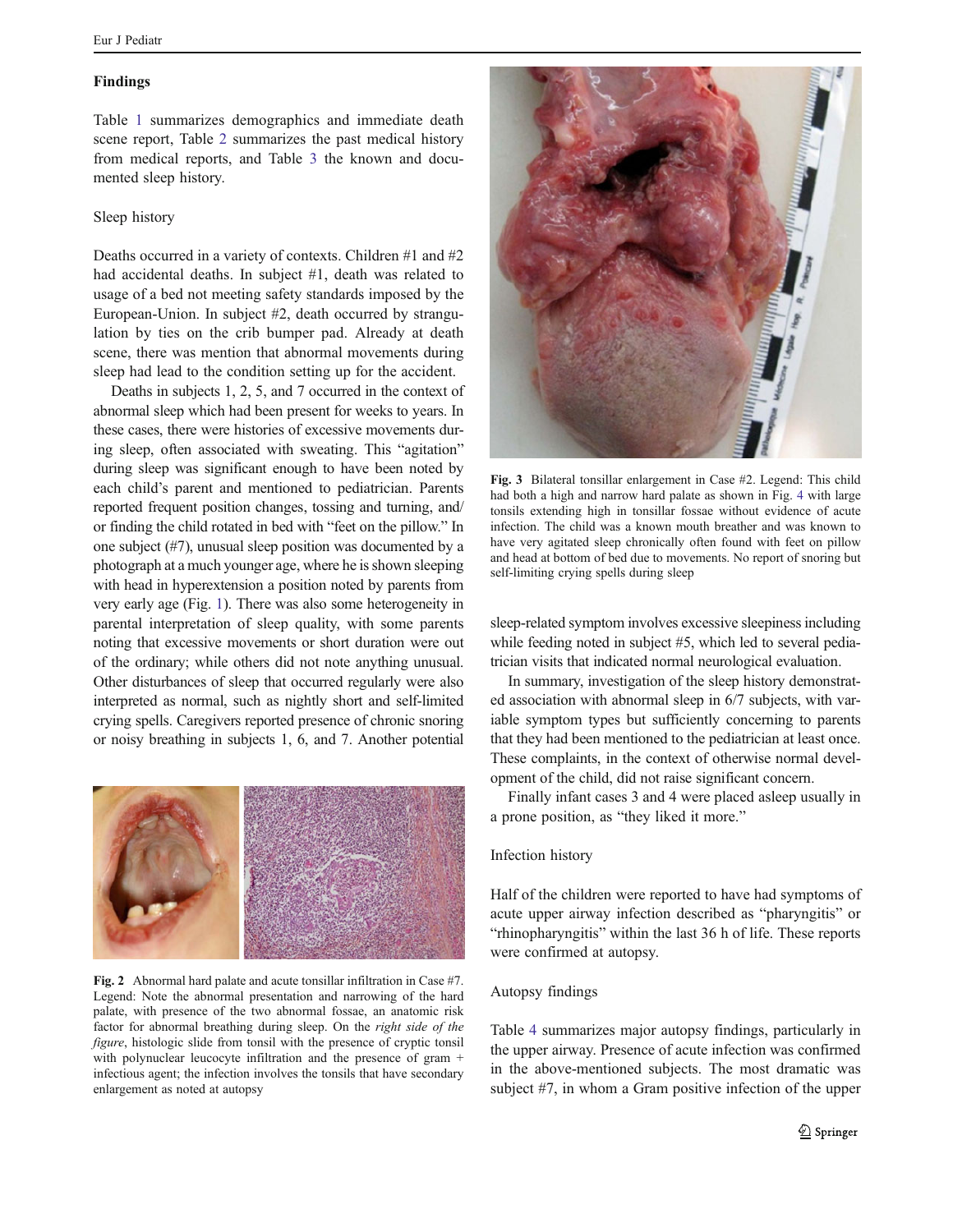## Findings

Table 1 summarizes demographics and immediate death scene report, Table 2 summarizes the past medical history from medical reports, and Table 3 the known and documented sleep history.

### Sleep history

Deaths occurred in a variety of contexts. Children #1 and #2 had accidental deaths. In subject #1, death was related to usage of a bed not meeting safety standards imposed by the European-Union. In subject #2, death occurred by strangulation by ties on the crib bumper pad. Already at death scene, there was mention that abnormal movements during sleep had lead to the condition setting up for the accident.

Deaths in subjects 1, 2, 5, and 7 occurred in the context of abnormal sleep which had been present for weeks to years. In these cases, there were histories of excessive movements during sleep, often associated with sweating. This "agitation" during sleep was significant enough to have been noted by each child's parent and mentioned to pediatrician. Parents reported frequent position changes, tossing and turning, and/or finding the child rotated in bed with "feet on the pillow." In one subject (#7), unusual sleep position was documented by a photograph at a much younger age, where he is shown sleeping with head in hyperextension a position noted by parents from very early age (Fig. 1). There was also some heterogeneity in parental interpretation of sleep quality, with some parents noting that excessive movements or short duration were out of the ordinary; while others did not note anything unusual. Other disturbances of sleep that occurred regularly were also interpreted as normal, such as nightly short and self-limited crying spells. Caregivers reported presence of chronic snoring or noisy breathing in subjects 1, 6, and 7. Another potential sleep-related symptom involves excessive sleepiness including while feeding noted in subject #5, which led to several pediatrician visits that indicated normal neurological evaluation.

Fig. 2 Abnormal hard palate and acute tonsillar infiltration in Case #7. Legend: Note the abnormal presentation and narrowing of the hard palate, with presence of the two abnormal fossae, an anatomic risk factor for abnormal breathing during sleep. On the *right side of the figure*, histologic slide from tonsil with the presence of cryptic tonsil with polynuclear leucocyte infiltration and the presence of gram + infectious agent; the infection involves the tonsils that have secondary enlargement as noted at autopsy

Fig. 3 Bilateral tonsillar enlargement in Case #2. Legend: This child had both a high and narrow hard palate as shown in Fig. 4 with large tonsils extending high in tonsillar fossae without evidence of acute infection. The child was a known mouth breather and was known to have very agitated sleep chronically often found with feet on pillow and head at bottom of bed due to movements. No report of snoring but self-limiting crying spells during sleep

In summary, investigation of the sleep history demonstrated association with abnormal sleep in 6/7 subjects, with variable symptom types but sufficiently concerning to parents that they had been mentioned to the pediatrician at least once. These complaints, in the context of otherwise normal development of the child, did not raise significant concern.

Finally infant cases 3 and 4 were placed asleep usually in a prone position, as "they liked it more."

### Infection history

Half of the children were reported to have had symptoms of acute upper airway infection described as "pharyngitis" or "rhinopharyngitis" within the last 36 h of life. These reports were confirmed at autopsy.

### Autopsy findings

Table 4 summarizes major autopsy findings, particularly in the upper airway. Presence of acute infection was confirmed in the above-mentioned subjects. The most dramatic was subject #7, in whom a Gram positive infection of the upper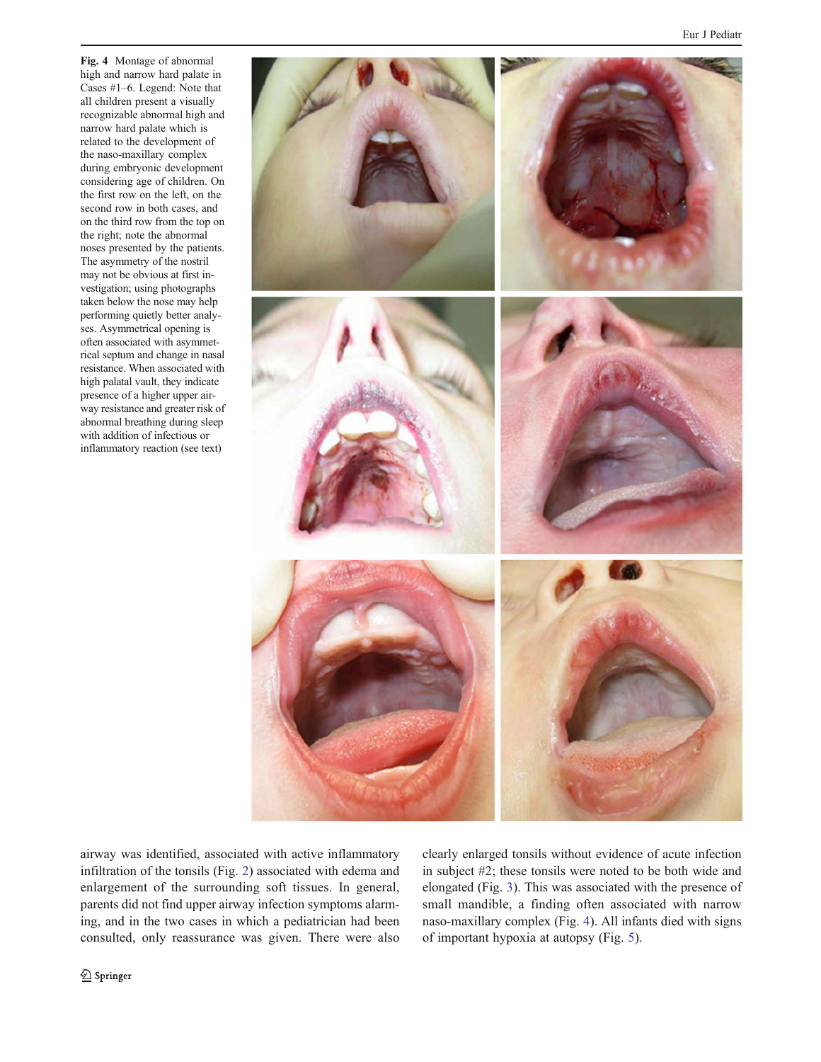**Fig. 4** Montage of abnormal high and narrow hard palate in Cases #1–6. Legend: Note that all children present a visually recognizable abnormal high and narrow hard palate which is related to the development of the naso-maxillary complex during embryonic development considering age of children. On the first row on the left, on the second row in both cases, and on the third row from the top on the right; note the abnormal noses presented by the patients. The asymmetry of the nostril may not be obvious at first investigation; using photographs taken below the nose may help performing quietly better analyses. Asymmetrical opening is often associated with asymmetrical septum and change in nasal resistance. When associated with high palatal vault, they indicate presence of a higher upper airway resistance and greater risk of abnormal breathing during sleep with addition of infectious or inflammatory reaction (see text)

airway was identified, associated with active inflammatory infiltration of the tonsils (Fig. 2) associated with edema and enlargement of the surrounding soft tissues. In general, parents did not find upper airway infection symptoms alarming, and in the two cases in which a pediatrician had been consulted, only reassurance was given. There were also clearly enlarged tonsils without evidence of acute infection in subject #2; these tonsils were noted to be both wide and elongated (Fig. 3). This was associated with the presence of small mandible, a finding often associated with narrow naso-maxillary complex (Fig. 4). All infants died with signs of important hypoxia at autopsy (Fig. 5).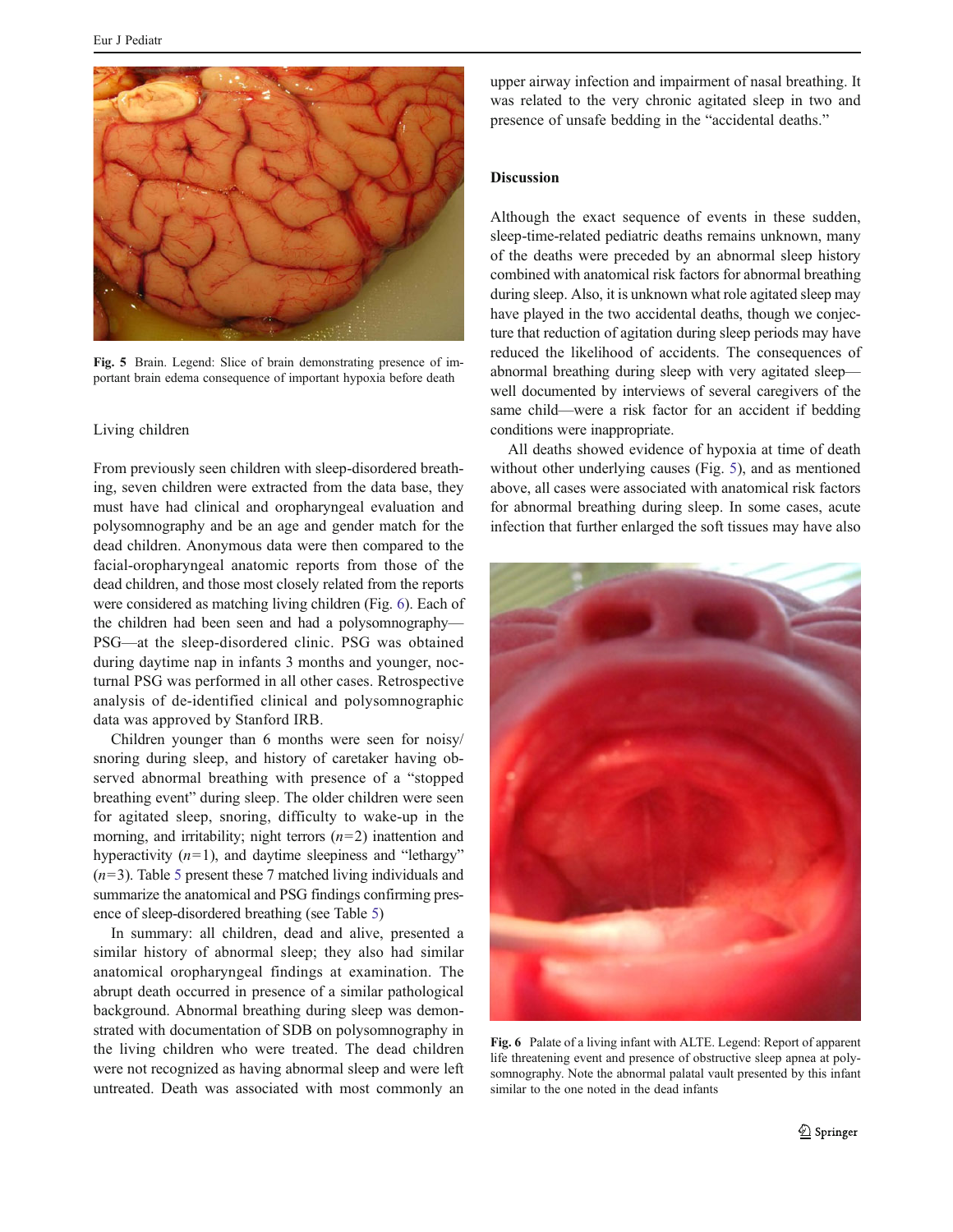Fig. 5 Brain. Legend: Slice of brain demonstrating presence of important brain edema consequence of important hypoxia before death

Living children

From previously seen children with sleep-disordered breathing, seven children were extracted from the data base, they must have had clinical and oropharyngeal evaluation and polysomnography and be an age and gender match for the dead children. Anonymous data were then compared to the facial-oropharyngeal anatomic reports from those of the dead children, and those most closely related from the reports were considered as matching living children (Fig. 6). Each of the children had been seen and had a polysomnography—PSG—at the sleep-disordered clinic. PSG was obtained during daytime nap in infants 3 months and younger, nocturnal PSG was performed in all other cases. Retrospective analysis of de-identified clinical and polysomnographic data was approved by Stanford IRB.

Children younger than 6 months were seen for noisy/snoring during sleep, and history of caretaker having observed abnormal breathing with presence of a "stopped breathing event" during sleep. The older children were seen for agitated sleep, snoring, difficulty to wake-up in the morning, and irritability; night terrors ($n=2$) inattention and hyperactivity ($n=1$), and daytime sleepiness and "lethargy" ($n=3$). Table 5 present these 7 matched living individuals and summarize the anatomical and PSG findings confirming presence of sleep-disordered breathing (see Table 5)

In summary: all children, dead and alive, presented a similar history of abnormal sleep; they also had similar anatomical oropharyngeal findings at examination. The abrupt death occurred in presence of a similar pathological background. Abnormal breathing during sleep was demonstrated with documentation of SDB on polysomnography in the living children who were treated. The dead children were not recognized as having abnormal sleep and were left untreated. Death was associated with most commonly an upper airway infection and impairment of nasal breathing. It was related to the very chronic agitated sleep in two and presence of unsafe bedding in the "accidental deaths."

## Discussion

Although the exact sequence of events in these sudden, sleep-time-related pediatric deaths remains unknown, many of the deaths were preceded by an abnormal sleep history combined with anatomical risk factors for abnormal breathing during sleep. Also, it is unknown what role agitated sleep may have played in the two accidental deaths, though we conjecture that reduction of agitation during sleep periods may have reduced the likelihood of accidents. The consequences of abnormal breathing during sleep with very agitated sleep—well documented by interviews of several caregivers of the same child—were a risk factor for an accident if bedding conditions were inappropriate.

All deaths showed evidence of hypoxia at time of death without other underlying causes (Fig. 5), and as mentioned above, all cases were associated with anatomical risk factors for abnormal breathing during sleep. In some cases, acute infection that further enlarged the soft tissues may have also

Fig. 6 Palate of a living infant with ALTE. Legend: Report of apparent life threatening event and presence of obstructive sleep apnea at polysomnography. Note the abnormal palatal vault presented by this infant similar to the one noted in the dead infants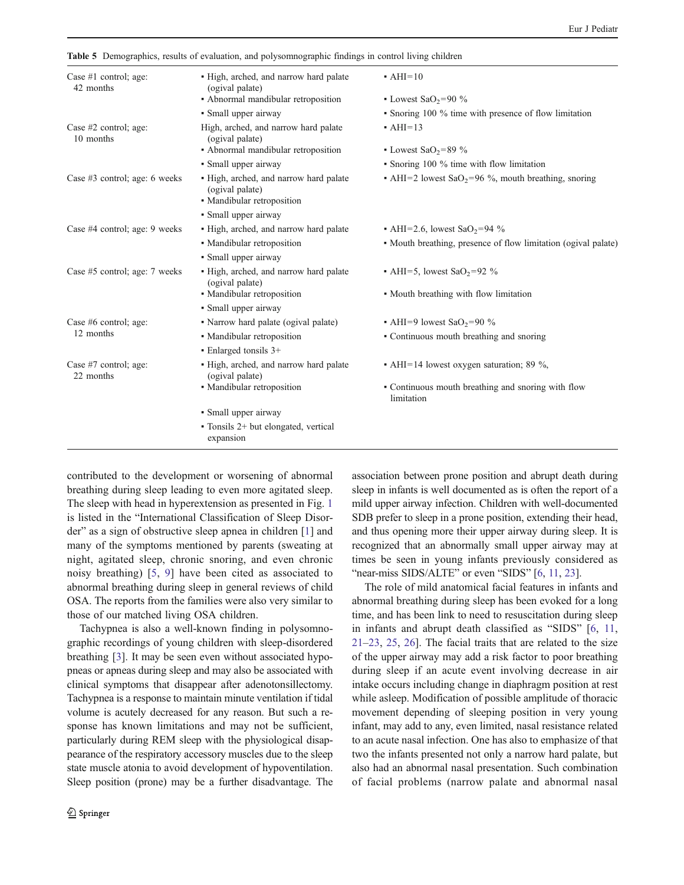**Table 5** Demographics, results of evaluation, and polysomnographic findings in control living children

| | | |
|---|---|---|
| Case #1 control; age: 42 months | • High, arched, and narrow hard palate (ogival palate)<br>• Abnormal mandibular retroposition<br>• Small upper airway | • AHI=10<br>• Lowest $SaO_2$=90 %<br>• Snoring 100 % time with presence of flow limitation |
| Case #2 control; age: 10 months | High, arched, and narrow hard palate (ogival palate)<br>• Abnormal mandibular retroposition<br>• Small upper airway | • AHI=13<br>• Lowest $SaO_2$=89 %<br>• Snoring 100 % time with flow limitation |
| Case #3 control; age: 6 weeks | • High, arched, and narrow hard palate (ogival palate)<br>• Mandibular retroposition<br>• Small upper airway | • AHI=2 lowest $SaO_2$=96 %, mouth breathing, snoring |
| Case #4 control; age: 9 weeks | • High, arched, and narrow hard palate<br>• Mandibular retroposition<br>• Small upper airway | • AHI=2.6, lowest $SaO_2$=94 %<br>• Mouth breathing, presence of flow limitation (ogival palate) |
| Case #5 control; age: 7 weeks | • High, arched, and narrow hard palate (ogival palate)<br>• Mandibular retroposition<br>• Small upper airway | • AHI=5, lowest $SaO_2$=92 %<br>• Mouth breathing with flow limitation |
| Case #6 control; age: 12 months | • Narrow hard palate (ogival palate)<br>• Mandibular retroposition<br>• Enlarged tonsils 3+ | • AHI=9 lowest $SaO_2$=90 %<br>• Continuous mouth breathing and snoring |
| Case #7 control; age: 22 months | • High, arched, and narrow hard palate (ogival palate)<br>• Mandibular retroposition<br>• Small upper airway<br>• Tonsils 2+ but elongated, vertical expansion | • AHI=14 lowest oxygen saturation; 89 %,<br>• Continuous mouth breathing and snoring with flow limitation |

contributed to the development or worsening of abnormal breathing during sleep leading to even more agitated sleep. The sleep with head in hyperextension as presented in Fig. 1 is listed in the "International Classification of Sleep Disorder" as a sign of obstructive sleep apnea in children [1] and many of the symptoms mentioned by parents (sweating at night, agitated sleep, chronic snoring, and even chronic noisy breathing) [5, 9] have been cited as associated to abnormal breathing during sleep in general reviews of child OSA. The reports from the families were also very similar to those of our matched living OSA children.

Tachypnea is also a well-known finding in polysomnographic recordings of young children with sleep-disordered breathing [3]. It may be seen even without associated hypopneas or apneas during sleep and may also be associated with clinical symptoms that disappear after adenotonsillectomy. Tachypnea is a response to maintain minute ventilation if tidal volume is acutely decreased for any reason. But such a response has known limitations and may not be sufficient, particularly during REM sleep with the physiological disappearance of the respiratory accessory muscles due to the sleep state muscle atonia to avoid development of hypoventilation. Sleep position (prone) may be a further disadvantage. The association between prone position and abrupt death during sleep in infants is well documented as is often the report of a mild upper airway infection. Children with well-documented SDB prefer to sleep in a prone position, extending their head, and thus opening more their upper airway during sleep. It is recognized that an abnormally small upper airway may at times be seen in young infants previously considered as "near-miss SIDS/ALTE" or even "SIDS" [6, 11, 23].

The role of mild anatomical facial features in infants and abnormal breathing during sleep has been evoked for a long time, and has been link to need to resuscitation during sleep in infants and abrupt death classified as "SIDS" [6, 11, 21–23, 25, 26]. The facial traits that are related to the size of the upper airway may add a risk factor to poor breathing during sleep if an acute event involving decrease in air intake occurs including change in diaphragm position at rest while asleep. Modification of possible amplitude of thoracic movement depending of sleeping position in very young infant, may add to any, even limited, nasal resistance related to an acute nasal infection. One has also to emphasize of that two the infants presented not only a narrow hard palate, but also had an abnormal nasal presentation. Such combination of facial problems (narrow palate and abnormal nasal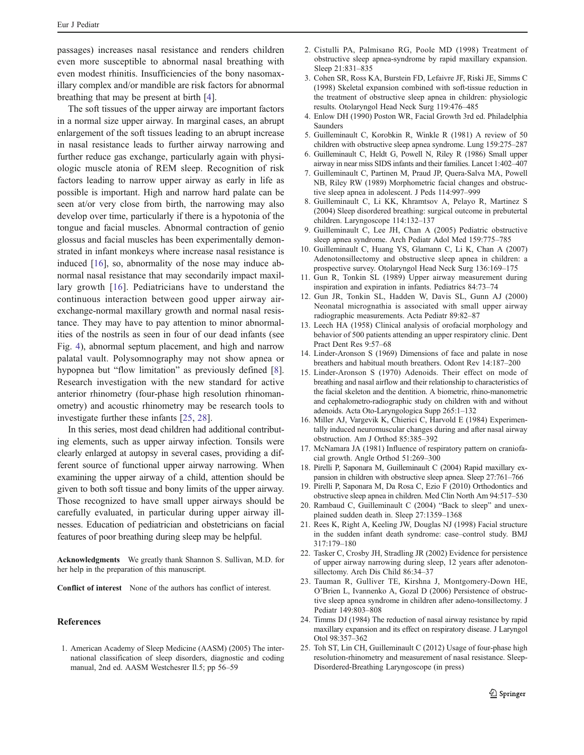passages) increases nasal resistance and renders children even more susceptible to abnormal nasal breathing with even modest rhinitis. Insufficiencies of the bony nasomaxillary complex and/or mandible are risk factors for abnormal breathing that may be present at birth [4].

The soft tissues of the upper airway are important factors in a normal size upper airway. In marginal cases, an abrupt enlargement of the soft tissues leading to an abrupt increase in nasal resistance leads to further airway narrowing and further reduce gas exchange, particularly again with physiologic muscle atonia of REM sleep. Recognition of risk factors leading to narrow upper airway as early in life as possible is important. High and narrow hard palate can be seen at/or very close from birth, the narrowing may also develop over time, particularly if there is a hypotonia of the tongue and facial muscles. Abnormal contraction of genio glossus and facial muscles has been experimentally demonstrated in infant monkeys where increase nasal resistance is induced [16], so, abnormality of the nose may induce abnormal nasal resistance that may secondarily impact maxillary growth [16]. Pediatricians have to understand the continuous interaction between good upper airway air-exchange-normal maxillary growth and normal nasal resistance. They may have to pay attention to minor abnormalities of the nostrils as seen in four of our dead infants (see Fig. 4), abnormal septum placement, and high and narrow palatal vault. Polysomnography may not show apnea or hypopnea but "flow limitation" as previously defined [8]. Research investigation with the new standard for active anterior rhinometry (four-phase high resolution rhinomanometry) and acoustic rhinometry may be research tools to investigate further these infants [25, 28].

In this series, most dead children had additional contributing elements, such as upper airway infection. Tonsils were clearly enlarged at autopsy in several cases, providing a different source of functional upper airway narrowing. When examining the upper airway of a child, attention should be given to both soft tissue and bony limits of the upper airway. Those recognized to have small upper airways should be carefully evaluated, in particular during upper airway illnesses. Education of pediatrician and obstetricians on facial features of poor breathing during sleep may be helpful.

**Acknowledgments** We greatly thank Shannon S. Sullivan, M.D. for her help in the preparation of this manuscript.

**Conflict of interest** None of the authors has conflict of interest.

## References

1. American Academy of Sleep Medicine (AASM) (2005) The international classification of sleep disorders, diagnostic and coding manual, 2nd ed. AASM Westchesrer Il.5; pp 56–59
2. Cistulli PA, Palmisano RG, Poole MD (1998) Treatment of obstructive sleep apnea-syndrome by rapid maxillary expansion. Sleep 21:831–835
3. Cohen SR, Ross KA, Burstein FD, Lefaivre JF, Riski JE, Simms C (1998) Skeletal expansion combined with soft-tissue reduction in the treatment of obstructive sleep apnea in children: physiologic results. Otolaryngol Head Neck Surg 119:476–485
4. Enlow DH (1990) Poston WR, Facial Growth 3rd ed. Philadelphia Saunders
5. Guilleminault C, Korobkin R, Winkle R (1981) A review of 50 children with obstructive sleep apnea syndrome. Lung 159:275–287
6. Guilleminault C, Heldt G, Powell N, Riley R (1986) Small upper airway in near miss SIDS infants and their families. Lancet 1:402–407
7. Guilleminault C, Partinen M, Praud JP, Quera-Salva MA, Powell NB, Riley RW (1989) Morphometric facial changes and obstructive sleep apnea in adolescent. J Peds 114:997–999
8. Guilleminault C, Li KK, Khramtsov A, Pelayo R, Martinez S (2004) Sleep disordered breathing: surgical outcome in prebutertal children. Laryngoscope 114:132–137
9. Guilleminault C, Lee JH, Chan A (2005) Pediatric obstructive sleep apnea syndrome. Arch Pediatr Adol Med 159:775–785
10. Guilleminault C, Huang YS, Glamann C, Li K, Chan A (2007) Adenotonsillectomy and obstructive sleep apnea in children: a prospective survey. Otolaryngol Head Neck Surg 136:169–175
11. Gun R, Tonkin SL (1989) Upper airway measurement during inspiration and expiration in infants. Pediatrics 84:73–74
12. Gun JR, Tonkin SL, Hadden W, Davis SL, Gunn AJ (2000) Neonatal micrognathia is associated with small upper airway radiographic measurements. Acta Pediatr 89:82–87
13. Leech HA (1958) Clinical analysis of orofacial morphology and behavior of 500 patients attending an upper respiratory clinic. Dent Pract Dent Res 9:57–68
14. Linder-Aronson S (1969) Dimensions of face and palate in nose breathers and habitual mouth breathers. Odont Rev 14:187–200
15. Linder-Aronson S (1970) Adenoids. Their effect on mode of breathing and nasal airflow and their relationship to characteristics of the facial skeleton and the dentition. A biometric, rhino-manometric and cephalometro-radiographic study on children with and without adenoids. Acta Oto-Laryngologica Supp 265:1–132
16. Miller AJ, Vargevik K, Chierici C, Harvold E (1984) Experimentally induced neuromuscular changes during and after nasal airway obstruction. Am J Orthod 85:385–392
17. McNamara JA (1981) Influence of respiratory pattern on craniofacial growth. Angle Orthod 51:269–300
18. Pirelli P, Saponara M, Guilleminault C (2004) Rapid maxillary expansion in children with obstructive sleep apnea. Sleep 27:761–766
19. Pirelli P, Saponara M, Da Rosa C, Ezio F (2010) Orthodontics and obstructive sleep apnea in children. Med Clin North Am 94:517–530
20. Rambaud C, Guilleminault C (2004) "Back to sleep" and unexplained sudden death in. Sleep 27:1359–1368
21. Rees K, Right A, Keeling JW, Douglas NJ (1998) Facial structure in the sudden infant death syndrome: case–control study. BMJ 317:179–180
22. Tasker C, Crosby JH, Stradling JR (2002) Evidence for persistence of upper airway narrowing during sleep, 12 years after adenotonsillectomy. Arch Dis Child 86:34–37
23. Tauman R, Gulliver TE, Kirshna J, Montgomery-Down HE, O'Brien L, Ivannenko A, Gozal D (2006) Persistence of obstructive sleep apnea syndrome in children after adeno-tonsillectomy. J Pediatr 149:803–808
24. Timms DJ (1984) The reduction of nasal airway resistance by rapid maxillary expansion and its effect on respiratory disease. J Laryngol Otol 98:357–362
25. Toh ST, Lin CH, Guilleminault C (2012) Usage of four-phase high resolution-rhinometry and measurement of nasal resistance. Sleep-Disordered-Breathing Laryngoscope (in press)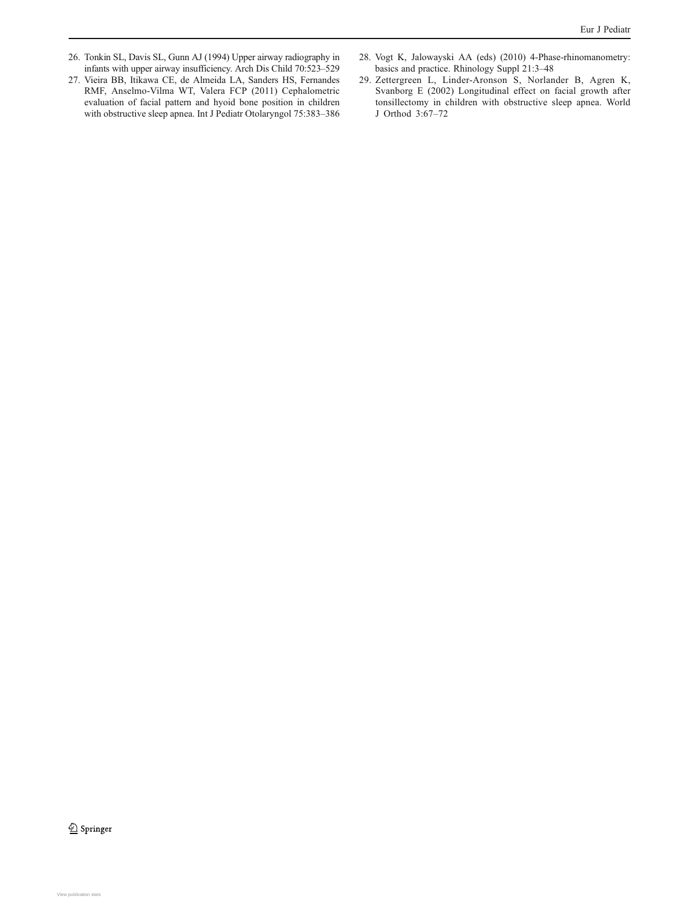26. Tonkin SL, Davis SL, Gunn AJ (1994) Upper airway radiography in infants with upper airway insufficiency. Arch Dis Child 70:523–529
27. Vieira BB, Itikawa CE, de Almeida LA, Sanders HS, Fernandes RMF, Anselmo-Vilma WT, Valera FCP (2011) Cephalometric evaluation of facial pattern and hyoid bone position in children with obstructive sleep apnea. Int J Pediatr Otolaryngol 75:383–386
28. Vogt K, Jalowayski AA (eds) (2010) 4-Phase-rhinomanometry: basics and practice. Rhinology Suppl 21:3–48
29. Zettergreen L, Linder-Aronson S, Norlander B, Agren K, Svanborg E (2002) Longitudinal effect on facial growth after tonsillectomy in children with obstructive sleep apnea. World J Orthod 3:67–72